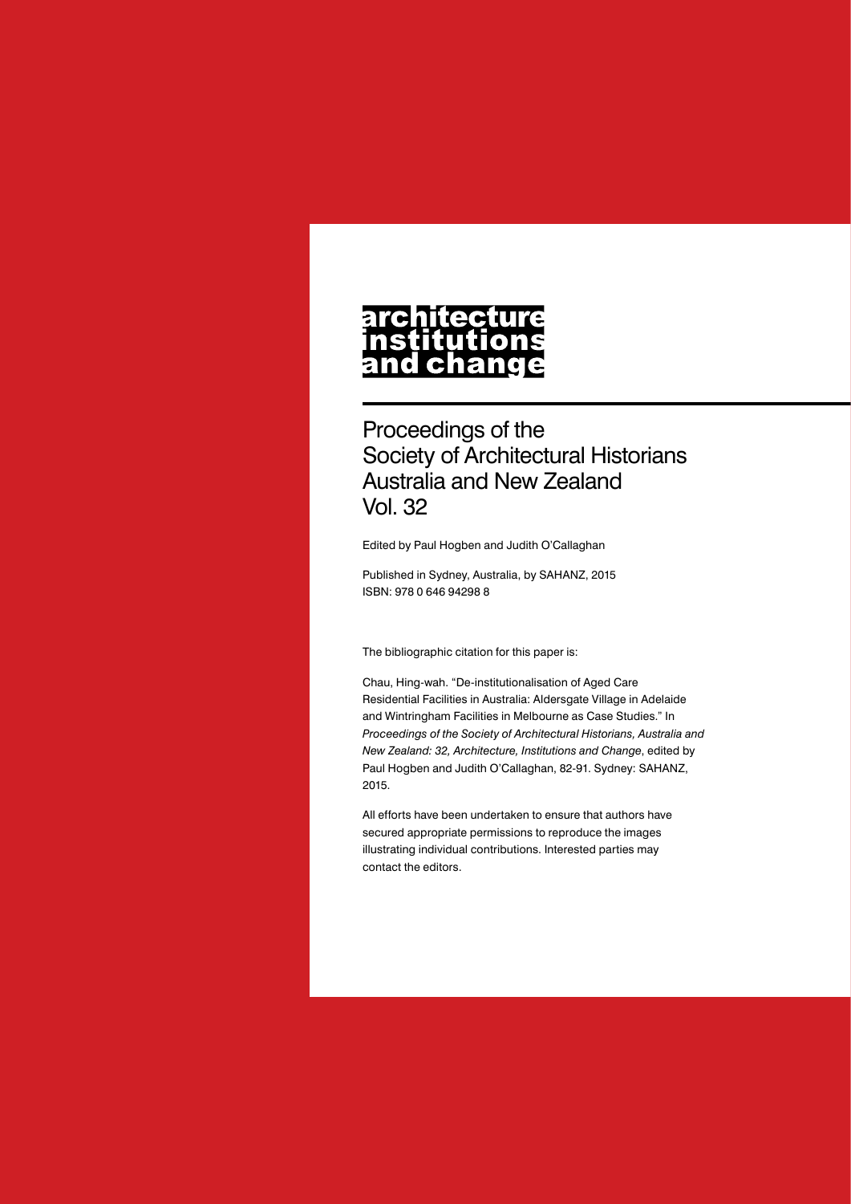# architecture institutions and change

## Proceedings of the Society of Architectural Historians Australia and New Zealand Vol. 32

Edited by Paul Hogben and Judith O'Callaghan

Published in Sydney, Australia, by SAHANZ, 2015
ISBN: 978 0 646 94298 8

The bibliographic citation for this paper is:

Chau, Hing-wah. "De-institutionalisation of Aged Care Residential Facilities in Australia: Aldersgate Village in Adelaide and Wintringham Facilities in Melbourne as Case Studies." In *Proceedings of the Society of Architectural Historians, Australia and New Zealand: 32, Architecture, Institutions and Change*, edited by Paul Hogben and Judith O'Callaghan, 82-91. Sydney: SAHANZ, 2015.

All efforts have been undertaken to ensure that authors have secured appropriate permissions to reproduce the images illustrating individual contributions. Interested parties may contact the editors.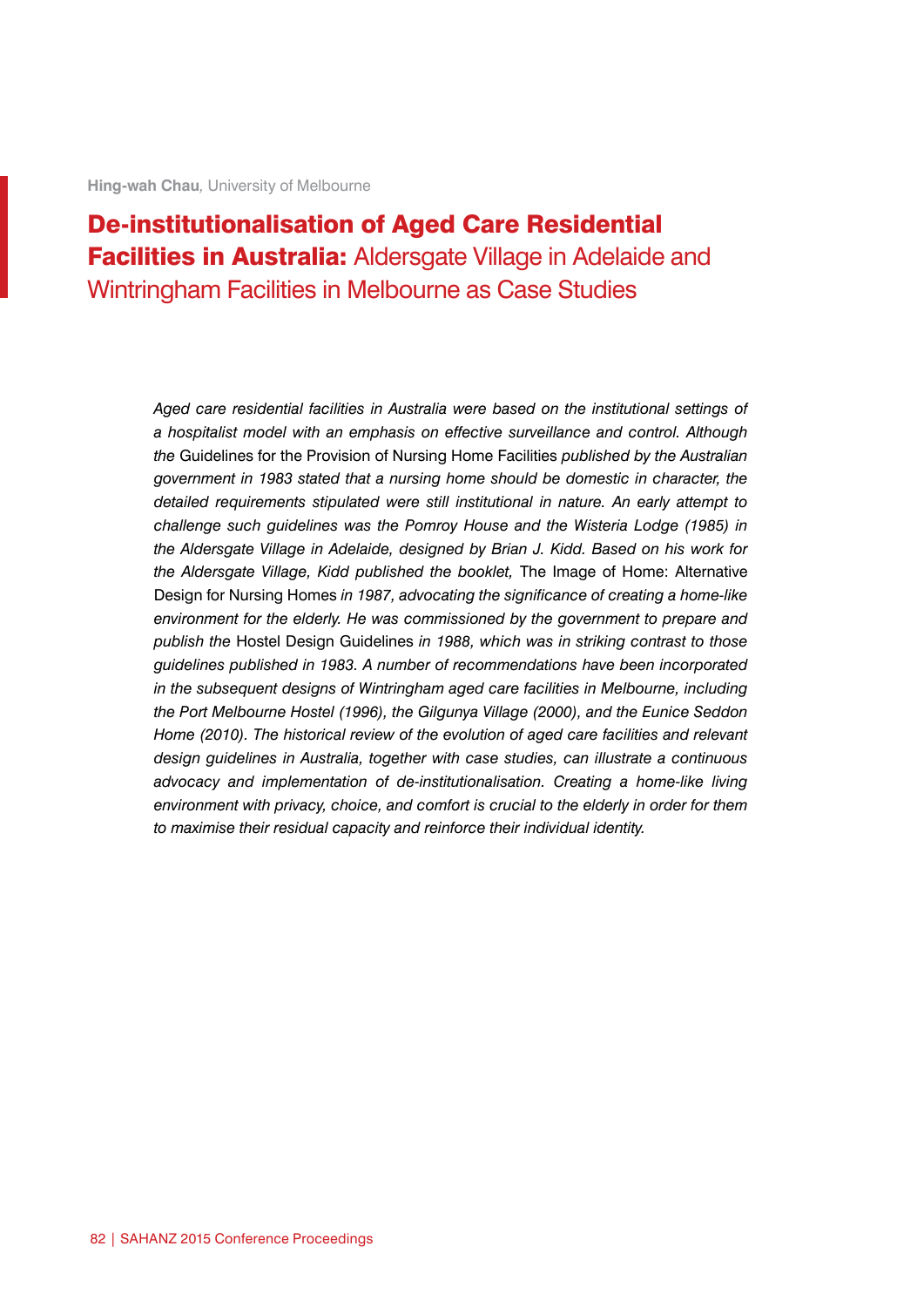**Hing-wah Chau**, University of Melbourne

# **De-institutionalisation of Aged Care Residential Facilities in Australia:** Aldersgate Village in Adelaide and Wintringham Facilities in Melbourne as Case Studies

*Aged care residential facilities in Australia were based on the institutional settings of a hospitalist model with an emphasis on effective surveillance and control. Although the* Guidelines for the Provision of Nursing Home Facilities *published by the Australian government in 1983 stated that a nursing home should be domestic in character, the detailed requirements stipulated were still institutional in nature. An early attempt to challenge such guidelines was the Pomroy House and the Wisteria Lodge (1985) in the Aldersgate Village in Adelaide, designed by Brian J. Kidd. Based on his work for the Aldersgate Village, Kidd published the booklet,* The Image of Home: Alternative Design for Nursing Homes *in 1987, advocating the significance of creating a home-like environment for the elderly. He was commissioned by the government to prepare and publish the* Hostel Design Guidelines *in 1988, which was in striking contrast to those guidelines published in 1983. A number of recommendations have been incorporated in the subsequent designs of Wintringham aged care facilities in Melbourne, including the Port Melbourne Hostel (1996), the Gilgunya Village (2000), and the Eunice Seddon Home (2010). The historical review of the evolution of aged care facilities and relevant design guidelines in Australia, together with case studies, can illustrate a continuous advocacy and implementation of de-institutionalisation. Creating a home-like living environment with privacy, choice, and comfort is crucial to the elderly in order for them to maximise their residual capacity and reinforce their individual identity.*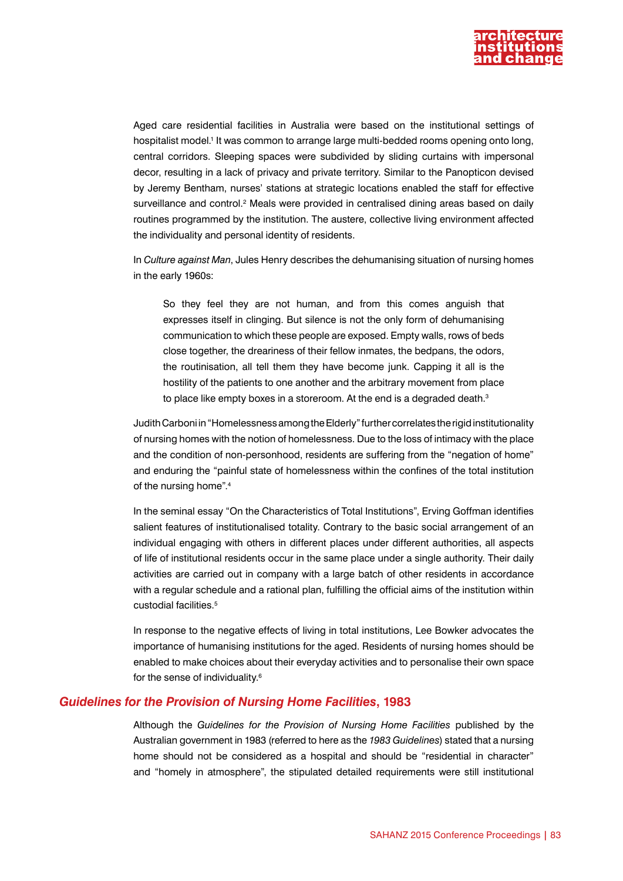Aged care residential facilities in Australia were based on the institutional settings of hospitalist model.[1] It was common to arrange large multi-bedded rooms opening onto long, central corridors. Sleeping spaces were subdivided by sliding curtains with impersonal decor, resulting in a lack of privacy and private territory. Similar to the Panopticon devised by Jeremy Bentham, nurses' stations at strategic locations enabled the staff for effective surveillance and control.[2] Meals were provided in centralised dining areas based on daily routines programmed by the institution. The austere, collective living environment affected the individuality and personal identity of residents.

In *Culture against Man*, Jules Henry describes the dehumanising situation of nursing homes in the early 1960s:

> So they feel they are not human, and from this comes anguish that expresses itself in clinging. But silence is not the only form of dehumanising communication to which these people are exposed. Empty walls, rows of beds close together, the dreariness of their fellow inmates, the bedpans, the odors, the routinisation, all tell them they have become junk. Capping it all is the hostility of the patients to one another and the arbitrary movement from place to place like empty boxes in a storeroom. At the end is a degraded death.[3]

Judith Carboni in "Homelessness among the Elderly" further correlates the rigid institutionality of nursing homes with the notion of homelessness. Due to the loss of intimacy with the place and the condition of non-personhood, residents are suffering from the "negation of home" and enduring the "painful state of homelessness within the confines of the total institution of the nursing home".[4]

In the seminal essay "On the Characteristics of Total Institutions", Erving Goffman identifies salient features of institutionalised totality. Contrary to the basic social arrangement of an individual engaging with others in different places under different authorities, all aspects of life of institutional residents occur in the same place under a single authority. Their daily activities are carried out in company with a large batch of other residents in accordance with a regular schedule and a rational plan, fulfilling the official aims of the institution within custodial facilities.[5]

In response to the negative effects of living in total institutions, Lee Bowker advocates the importance of humanising institutions for the aged. Residents of nursing homes should be enabled to make choices about their everyday activities and to personalise their own space for the sense of individuality.[6]

## *Guidelines for the Provision of Nursing Home Facilities*, 1983

Although the *Guidelines for the Provision of Nursing Home Facilities* published by the Australian government in 1983 (referred to here as the *1983 Guidelines*) stated that a nursing home should not be considered as a hospital and should be "residential in character" and "homely in atmosphere", the stipulated detailed requirements were still institutional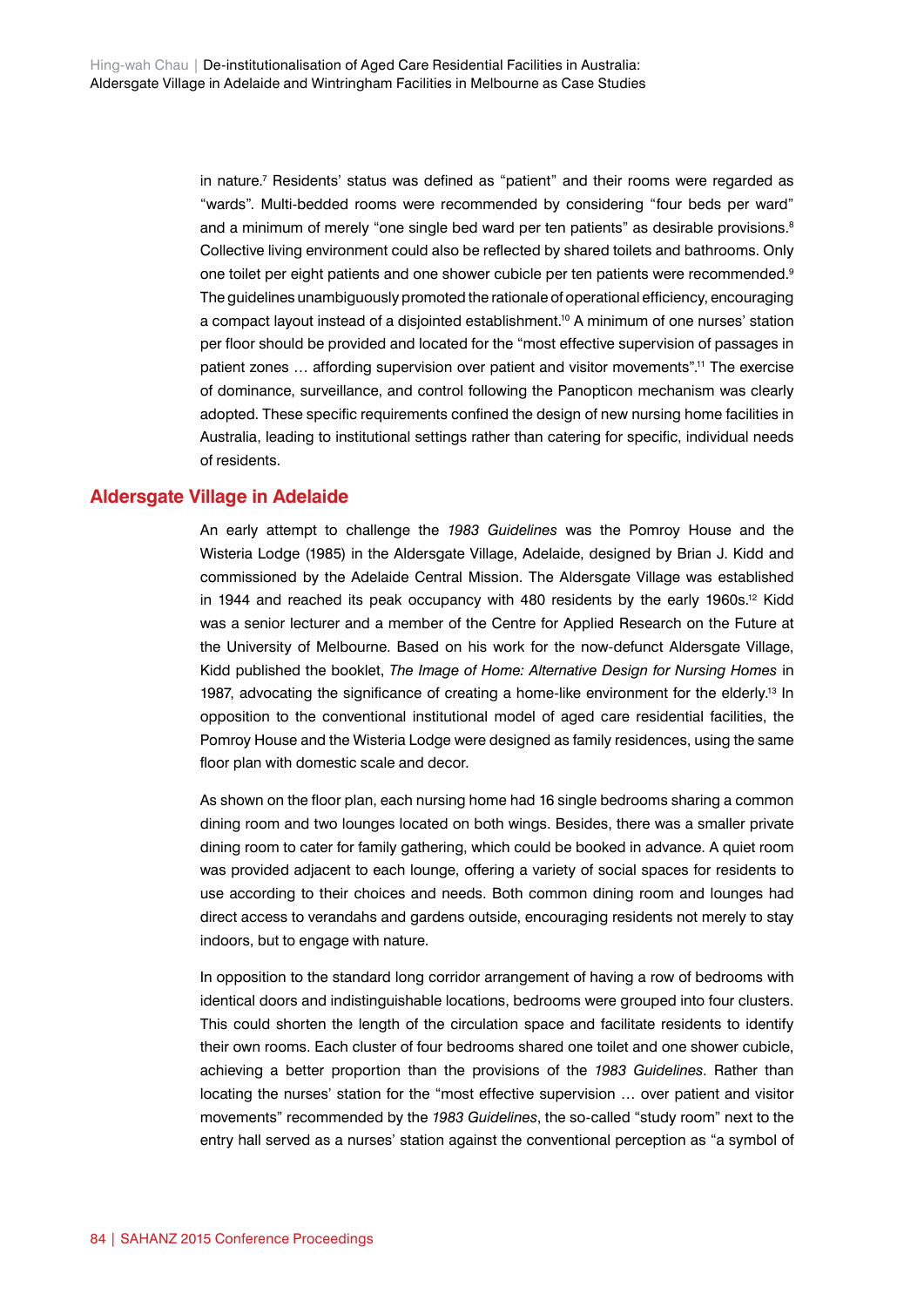in nature.[7] Residents' status was defined as "patient" and their rooms were regarded as "wards". Multi-bedded rooms were recommended by considering "four beds per ward" and a minimum of merely "one single bed ward per ten patients" as desirable provisions.[8] Collective living environment could also be reflected by shared toilets and bathrooms. Only one toilet per eight patients and one shower cubicle per ten patients were recommended.[9] The guidelines unambiguously promoted the rationale of operational efficiency, encouraging a compact layout instead of a disjointed establishment.[10] A minimum of one nurses' station per floor should be provided and located for the "most effective supervision of passages in patient zones … affording supervision over patient and visitor movements".[11] The exercise of dominance, surveillance, and control following the Panopticon mechanism was clearly adopted. These specific requirements confined the design of new nursing home facilities in Australia, leading to institutional settings rather than catering for specific, individual needs of residents.

## Aldersgate Village in Adelaide

An early attempt to challenge the *1983 Guidelines* was the Pomroy House and the Wisteria Lodge (1985) in the Aldersgate Village, Adelaide, designed by Brian J. Kidd and commissioned by the Adelaide Central Mission. The Aldersgate Village was established in 1944 and reached its peak occupancy with 480 residents by the early 1960s.[12] Kidd was a senior lecturer and a member of the Centre for Applied Research on the Future at the University of Melbourne. Based on his work for the now-defunct Aldersgate Village, Kidd published the booklet, *The Image of Home: Alternative Design for Nursing Homes* in 1987, advocating the significance of creating a home-like environment for the elderly.[13] In opposition to the conventional institutional model of aged care residential facilities, the Pomroy House and the Wisteria Lodge were designed as family residences, using the same floor plan with domestic scale and decor.

As shown on the floor plan, each nursing home had 16 single bedrooms sharing a common dining room and two lounges located on both wings. Besides, there was a smaller private dining room to cater for family gathering, which could be booked in advance. A quiet room was provided adjacent to each lounge, offering a variety of social spaces for residents to use according to their choices and needs. Both common dining room and lounges had direct access to verandahs and gardens outside, encouraging residents not merely to stay indoors, but to engage with nature.

In opposition to the standard long corridor arrangement of having a row of bedrooms with identical doors and indistinguishable locations, bedrooms were grouped into four clusters. This could shorten the length of the circulation space and facilitate residents to identify their own rooms. Each cluster of four bedrooms shared one toilet and one shower cubicle, achieving a better proportion than the provisions of the *1983 Guidelines*. Rather than locating the nurses' station for the "most effective supervision … over patient and visitor movements" recommended by the *1983 Guidelines*, the so-called "study room" next to the entry hall served as a nurses' station against the conventional perception as "a symbol of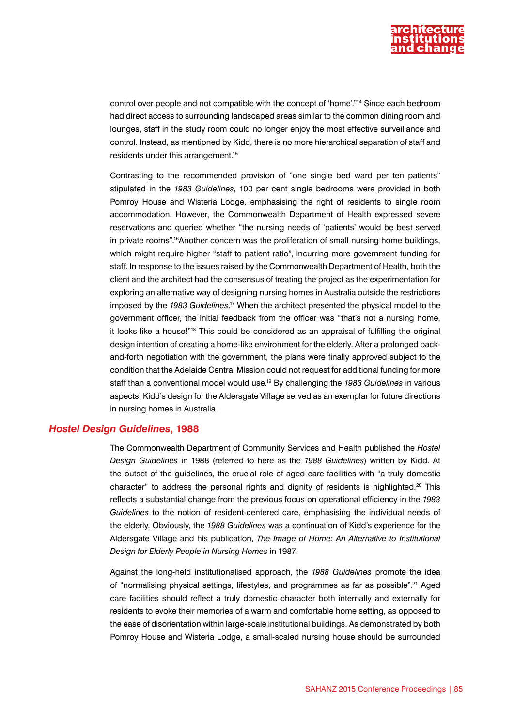control over people and not compatible with the concept of 'home'."[14] Since each bedroom had direct access to surrounding landscaped areas similar to the common dining room and lounges, staff in the study room could no longer enjoy the most effective surveillance and control. Instead, as mentioned by Kidd, there is no more hierarchical separation of staff and residents under this arrangement.[15]

Contrasting to the recommended provision of "one single bed ward per ten patients" stipulated in the *1983 Guidelines*, 100 per cent single bedrooms were provided in both Pomroy House and Wisteria Lodge, emphasising the right of residents to single room accommodation. However, the Commonwealth Department of Health expressed severe reservations and queried whether "the nursing needs of 'patients' would be best served in private rooms".[16]Another concern was the proliferation of small nursing home buildings, which might require higher "staff to patient ratio", incurring more government funding for staff. In response to the issues raised by the Commonwealth Department of Health, both the client and the architect had the consensus of treating the project as the experimentation for exploring an alternative way of designing nursing homes in Australia outside the restrictions imposed by the *1983 Guidelines*.[17] When the architect presented the physical model to the government officer, the initial feedback from the officer was "that's not a nursing home, it looks like a house!"[18] This could be considered as an appraisal of fulfilling the original design intention of creating a home-like environment for the elderly. After a prolonged back-and-forth negotiation with the government, the plans were finally approved subject to the condition that the Adelaide Central Mission could not request for additional funding for more staff than a conventional model would use.[19] By challenging the *1983 Guidelines* in various aspects, Kidd's design for the Aldersgate Village served as an exemplar for future directions in nursing homes in Australia.

## *Hostel Design Guidelines*, 1988

The Commonwealth Department of Community Services and Health published the *Hostel Design Guidelines* in 1988 (referred to here as the *1988 Guidelines*) written by Kidd. At the outset of the guidelines, the crucial role of aged care facilities with "a truly domestic character" to address the personal rights and dignity of residents is highlighted.[20] This reflects a substantial change from the previous focus on operational efficiency in the *1983 Guidelines* to the notion of resident-centered care, emphasising the individual needs of the elderly. Obviously, the *1988 Guidelines* was a continuation of Kidd's experience for the Aldersgate Village and his publication, *The Image of Home: An Alternative to Institutional Design for Elderly People in Nursing Homes* in 1987.

Against the long-held institutionalised approach, the *1988 Guidelines* promote the idea of "normalising physical settings, lifestyles, and programmes as far as possible".[21] Aged care facilities should reflect a truly domestic character both internally and externally for residents to evoke their memories of a warm and comfortable home setting, as opposed to the ease of disorientation within large-scale institutional buildings. As demonstrated by both Pomroy House and Wisteria Lodge, a small-scaled nursing house should be surrounded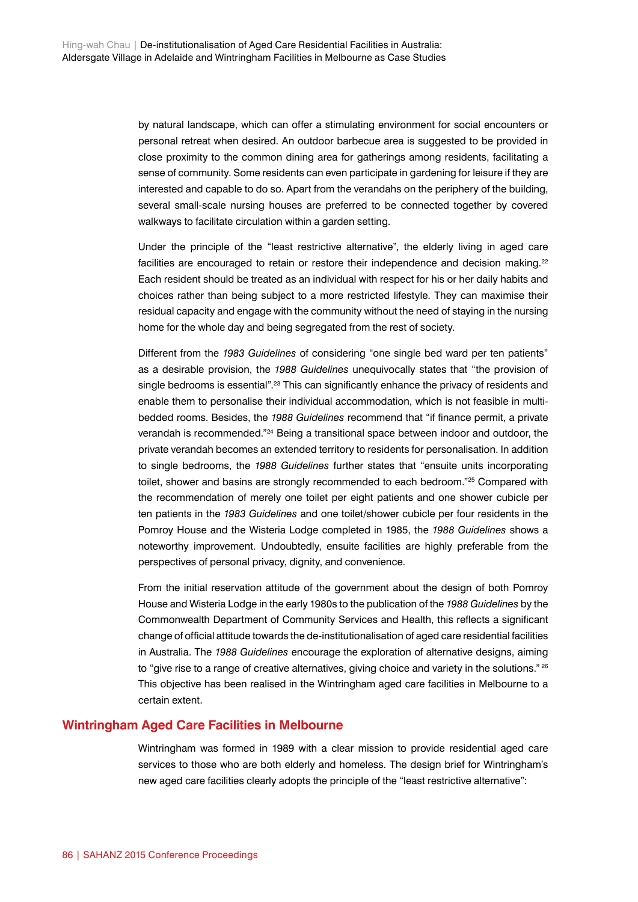by natural landscape, which can offer a stimulating environment for social encounters or personal retreat when desired. An outdoor barbecue area is suggested to be provided in close proximity to the common dining area for gatherings among residents, facilitating a sense of community. Some residents can even participate in gardening for leisure if they are interested and capable to do so. Apart from the verandahs on the periphery of the building, several small-scale nursing houses are preferred to be connected together by covered walkways to facilitate circulation within a garden setting.

Under the principle of the "least restrictive alternative", the elderly living in aged care facilities are encouraged to retain or restore their independence and decision making.[22] Each resident should be treated as an individual with respect for his or her daily habits and choices rather than being subject to a more restricted lifestyle. They can maximise their residual capacity and engage with the community without the need of staying in the nursing home for the whole day and being segregated from the rest of society.

Different from the *1983 Guidelines* of considering "one single bed ward per ten patients" as a desirable provision, the *1988 Guidelines* unequivocally states that "the provision of single bedrooms is essential".[23] This can significantly enhance the privacy of residents and enable them to personalise their individual accommodation, which is not feasible in multi-bedded rooms. Besides, the *1988 Guidelines* recommend that "if finance permit, a private verandah is recommended."[24] Being a transitional space between indoor and outdoor, the private verandah becomes an extended territory to residents for personalisation. In addition to single bedrooms, the *1988 Guidelines* further states that "ensuite units incorporating toilet, shower and basins are strongly recommended to each bedroom."[25] Compared with the recommendation of merely one toilet per eight patients and one shower cubicle per ten patients in the *1983 Guidelines* and one toilet/shower cubicle per four residents in the Pomroy House and the Wisteria Lodge completed in 1985, the *1988 Guidelines* shows a noteworthy improvement. Undoubtedly, ensuite facilities are highly preferable from the perspectives of personal privacy, dignity, and convenience.

From the initial reservation attitude of the government about the design of both Pomroy House and Wisteria Lodge in the early 1980s to the publication of the *1988 Guidelines* by the Commonwealth Department of Community Services and Health, this reflects a significant change of official attitude towards the de-institutionalisation of aged care residential facilities in Australia. The *1988 Guidelines* encourage the exploration of alternative designs, aiming to "give rise to a range of creative alternatives, giving choice and variety in the solutions." [26] This objective has been realised in the Wintringham aged care facilities in Melbourne to a certain extent.

## Wintringham Aged Care Facilities in Melbourne

Wintringham was formed in 1989 with a clear mission to provide residential aged care services to those who are both elderly and homeless. The design brief for Wintringham's new aged care facilities clearly adopts the principle of the "least restrictive alternative":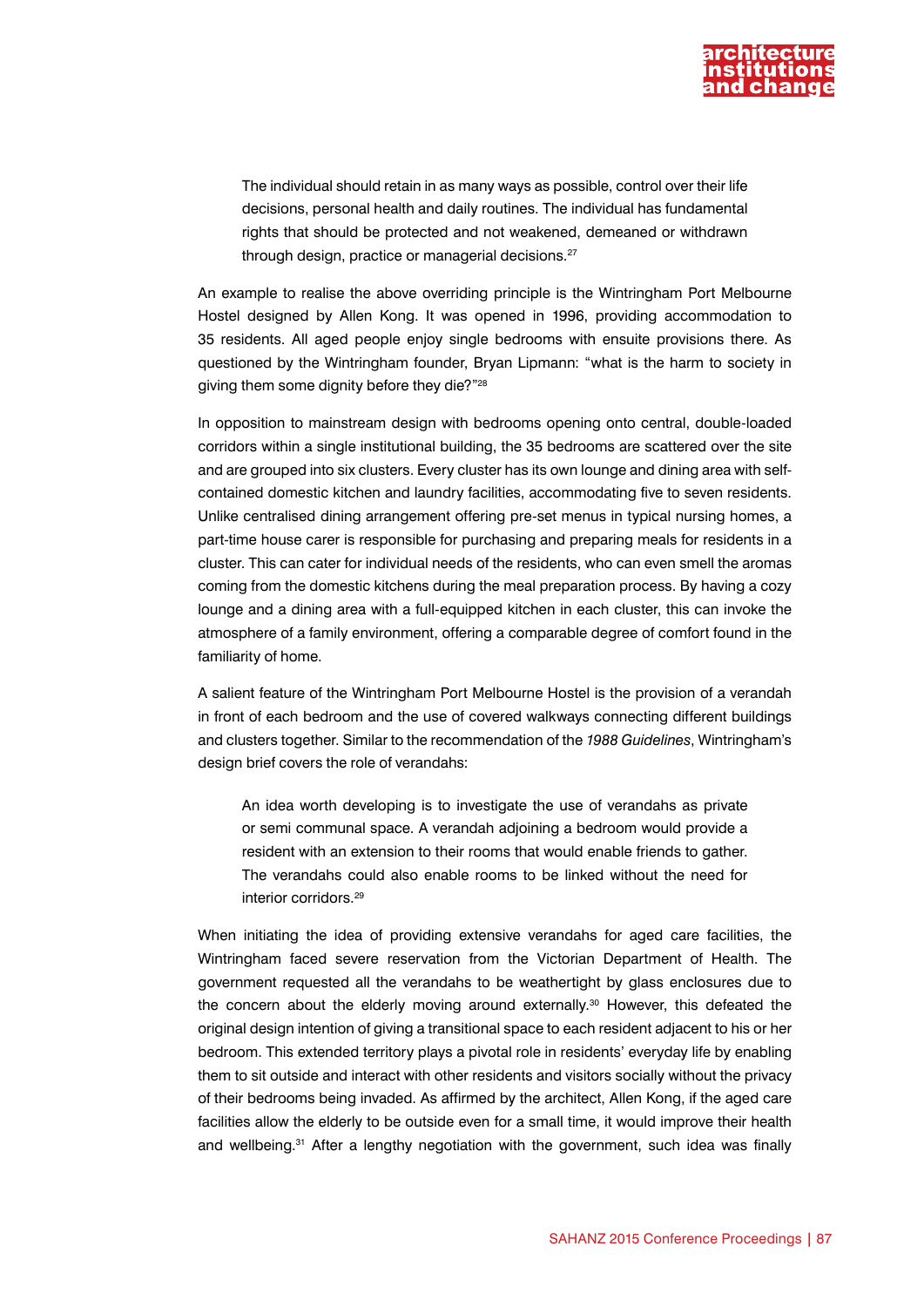> The individual should retain in as many ways as possible, control over their life decisions, personal health and daily routines. The individual has fundamental rights that should be protected and not weakened, demeaned or withdrawn through design, practice or managerial decisions.[27]

An example to realise the above overriding principle is the Wintringham Port Melbourne Hostel designed by Allen Kong. It was opened in 1996, providing accommodation to 35 residents. All aged people enjoy single bedrooms with ensuite provisions there. As questioned by the Wintringham founder, Bryan Lipmann: "what is the harm to society in giving them some dignity before they die?"[28]

In opposition to mainstream design with bedrooms opening onto central, double-loaded corridors within a single institutional building, the 35 bedrooms are scattered over the site and are grouped into six clusters. Every cluster has its own lounge and dining area with self-contained domestic kitchen and laundry facilities, accommodating five to seven residents. Unlike centralised dining arrangement offering pre-set menus in typical nursing homes, a part-time house carer is responsible for purchasing and preparing meals for residents in a cluster. This can cater for individual needs of the residents, who can even smell the aromas coming from the domestic kitchens during the meal preparation process. By having a cozy lounge and a dining area with a full-equipped kitchen in each cluster, this can invoke the atmosphere of a family environment, offering a comparable degree of comfort found in the familiarity of home.

A salient feature of the Wintringham Port Melbourne Hostel is the provision of a verandah in front of each bedroom and the use of covered walkways connecting different buildings and clusters together. Similar to the recommendation of the *1988 Guidelines*, Wintringham's design brief covers the role of verandahs:

> An idea worth developing is to investigate the use of verandahs as private or semi communal space. A verandah adjoining a bedroom would provide a resident with an extension to their rooms that would enable friends to gather. The verandahs could also enable rooms to be linked without the need for interior corridors.[29]

When initiating the idea of providing extensive verandahs for aged care facilities, the Wintringham faced severe reservation from the Victorian Department of Health. The government requested all the verandahs to be weathertight by glass enclosures due to the concern about the elderly moving around externally.[30] However, this defeated the original design intention of giving a transitional space to each resident adjacent to his or her bedroom. This extended territory plays a pivotal role in residents' everyday life by enabling them to sit outside and interact with other residents and visitors socially without the privacy of their bedrooms being invaded. As affirmed by the architect, Allen Kong, if the aged care facilities allow the elderly to be outside even for a small time, it would improve their health and wellbeing.[31] After a lengthy negotiation with the government, such idea was finally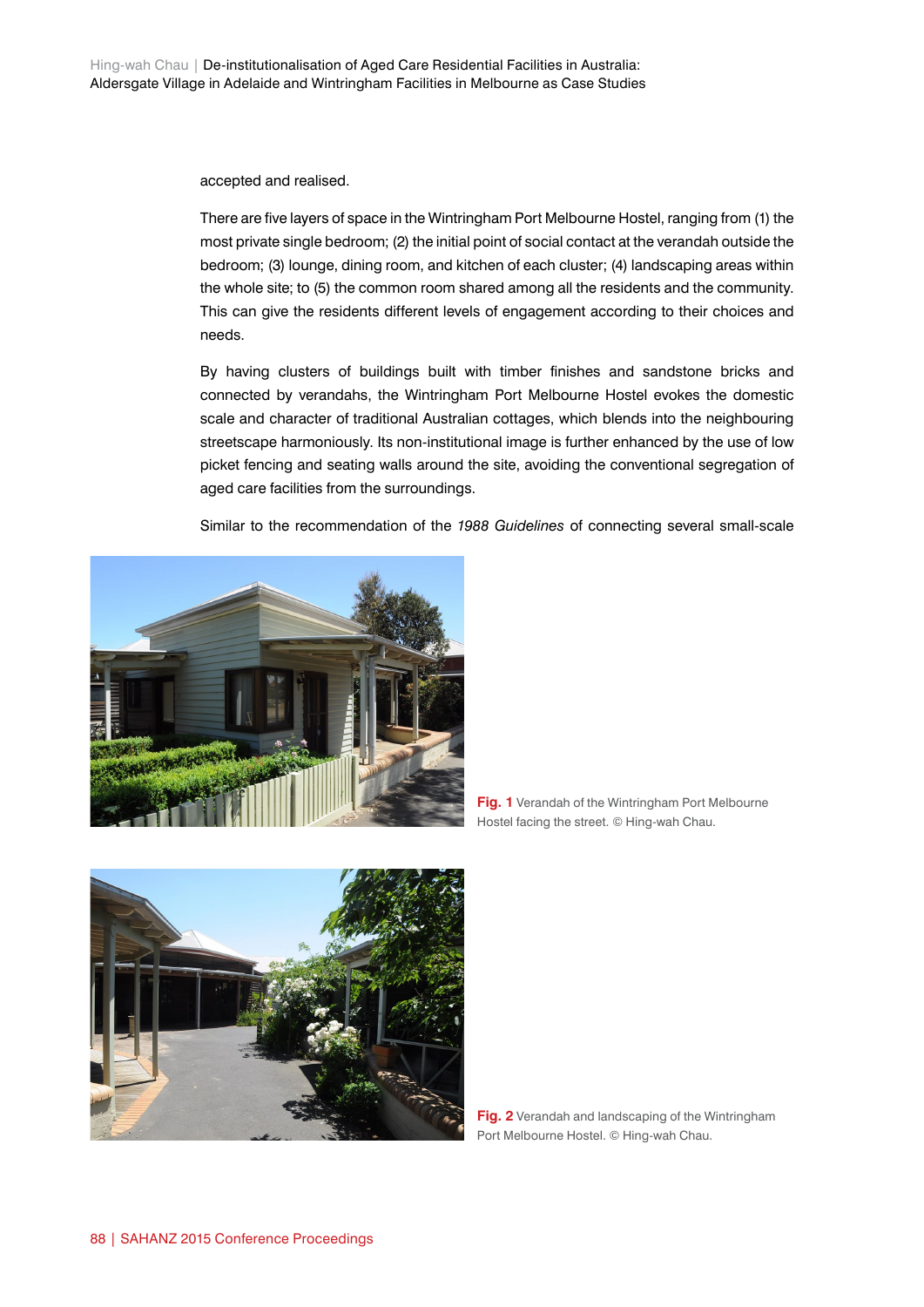accepted and realised.

There are five layers of space in the Wintringham Port Melbourne Hostel, ranging from (1) the most private single bedroom; (2) the initial point of social contact at the verandah outside the bedroom; (3) lounge, dining room, and kitchen of each cluster; (4) landscaping areas within the whole site; to (5) the common room shared among all the residents and the community. This can give the residents different levels of engagement according to their choices and needs.

By having clusters of buildings built with timber finishes and sandstone bricks and connected by verandahs, the Wintringham Port Melbourne Hostel evokes the domestic scale and character of traditional Australian cottages, which blends into the neighbouring streetscape harmoniously. Its non-institutional image is further enhanced by the use of low picket fencing and seating walls around the site, avoiding the conventional segregation of aged care facilities from the surroundings.

Similar to the recommendation of the *1988 Guidelines* of connecting several small-scale

**Fig. 1** Verandah of the Wintringham Port Melbourne Hostel facing the street. © Hing-wah Chau.

**Fig. 2** Verandah and landscaping of the Wintringham Port Melbourne Hostel. © Hing-wah Chau.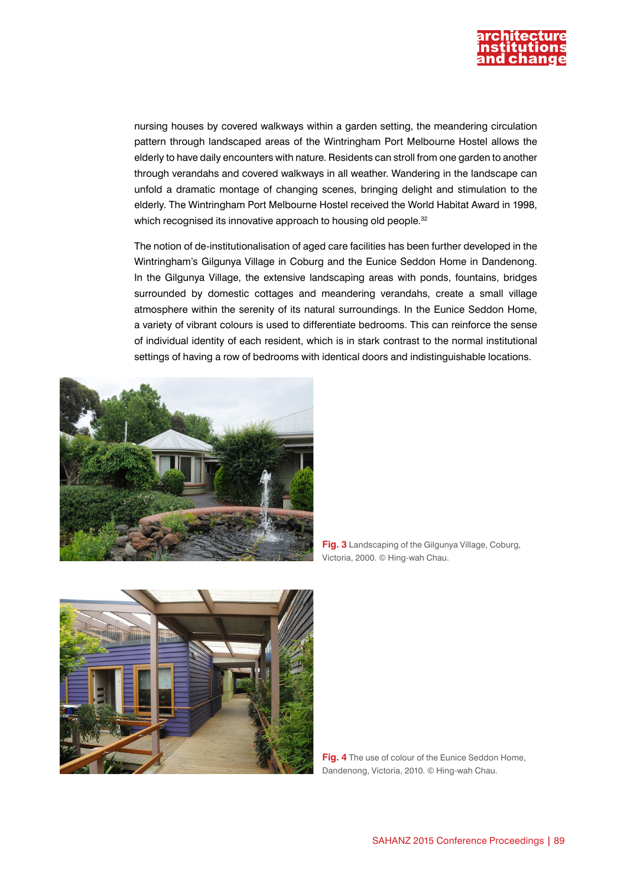nursing houses by covered walkways within a garden setting, the meandering circulation pattern through landscaped areas of the Wintringham Port Melbourne Hostel allows the elderly to have daily encounters with nature. Residents can stroll from one garden to another through verandahs and covered walkways in all weather. Wandering in the landscape can unfold a dramatic montage of changing scenes, bringing delight and stimulation to the elderly. The Wintringham Port Melbourne Hostel received the World Habitat Award in 1998, which recognised its innovative approach to housing old people.[32]

The notion of de-institutionalisation of aged care facilities has been further developed in the Wintringham's Gilgunya Village in Coburg and the Eunice Seddon Home in Dandenong. In the Gilgunya Village, the extensive landscaping areas with ponds, fountains, bridges surrounded by domestic cottages and meandering verandahs, create a small village atmosphere within the serenity of its natural surroundings. In the Eunice Seddon Home, a variety of vibrant colours is used to differentiate bedrooms. This can reinforce the sense of individual identity of each resident, which is in stark contrast to the normal institutional settings of having a row of bedrooms with identical doors and indistinguishable locations.

**Fig. 3** Landscaping of the Gilgunya Village, Coburg, Victoria, 2000. © Hing-wah Chau.

**Fig. 4** The use of colour of the Eunice Seddon Home, Dandenong, Victoria, 2010. © Hing-wah Chau.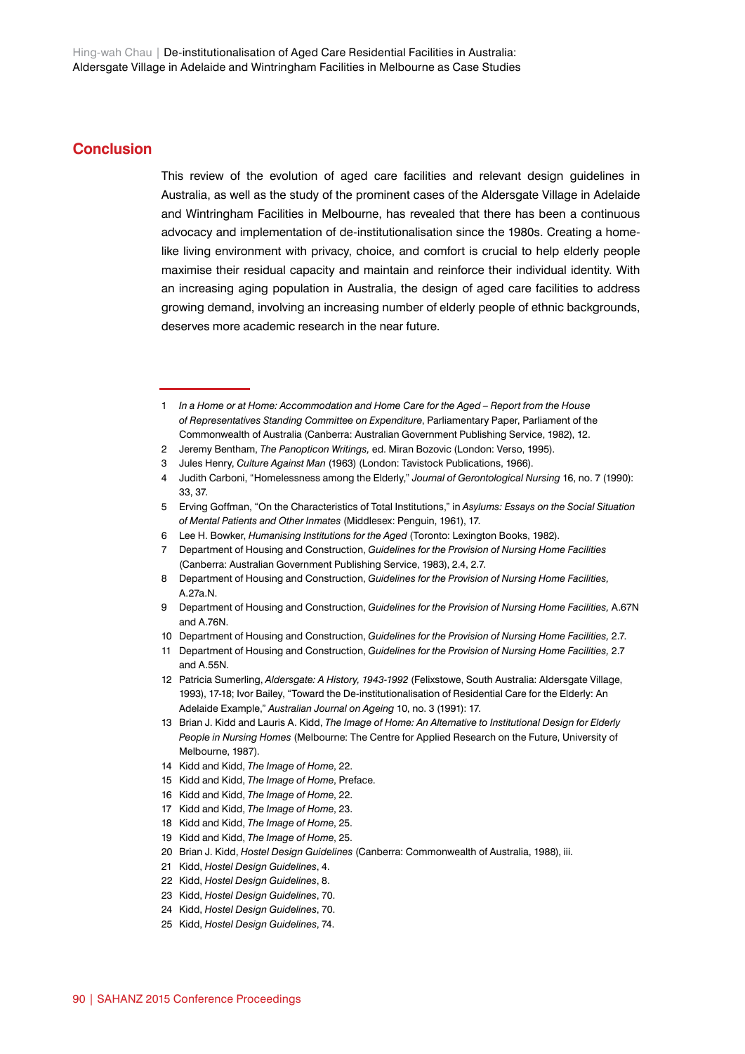## Conclusion

This review of the evolution of aged care facilities and relevant design guidelines in Australia, as well as the study of the prominent cases of the Aldersgate Village in Adelaide and Wintringham Facilities in Melbourne, has revealed that there has been a continuous advocacy and implementation of de-institutionalisation since the 1980s. Creating a home-like living environment with privacy, choice, and comfort is crucial to help elderly people maximise their residual capacity and maintain and reinforce their individual identity. With an increasing aging population in Australia, the design of aged care facilities to address growing demand, involving an increasing number of elderly people of ethnic backgrounds, deserves more academic research in the near future.

---

1 *In a Home or at Home: Accommodation and Home Care for the Aged – Report from the House of Representatives Standing Committee on Expenditure*, Parliamentary Paper, Parliament of the Commonwealth of Australia (Canberra: Australian Government Publishing Service, 1982), 12.

2 Jeremy Bentham, *The Panopticon Writings,* ed. Miran Bozovic (London: Verso, 1995).

3 Jules Henry, *Culture Against Man* (1963) (London: Tavistock Publications, 1966).

4 Judith Carboni, "Homelessness among the Elderly," *Journal of Gerontological Nursing* 16, no. 7 (1990): 33, 37.

5 Erving Goffman, "On the Characteristics of Total Institutions," in *Asylums: Essays on the Social Situation of Mental Patients and Other Inmates* (Middlesex: Penguin, 1961), 17.

6 Lee H. Bowker, *Humanising Institutions for the Aged* (Toronto: Lexington Books, 1982).

7 Department of Housing and Construction, *Guidelines for the Provision of Nursing Home Facilities* (Canberra: Australian Government Publishing Service, 1983), 2.4, 2.7.

8 Department of Housing and Construction, *Guidelines for the Provision of Nursing Home Facilities,* A.27a.N.

9 Department of Housing and Construction, *Guidelines for the Provision of Nursing Home Facilities,* A.67N and A.76N.

10 Department of Housing and Construction, *Guidelines for the Provision of Nursing Home Facilities,* 2.7.

11 Department of Housing and Construction, *Guidelines for the Provision of Nursing Home Facilities,* 2.7 and A.55N.

12 Patricia Sumerling, *Aldersgate: A History, 1943-1992* (Felixstowe, South Australia: Aldersgate Village, 1993), 17-18; Ivor Bailey, "Toward the De-institutionalisation of Residential Care for the Elderly: An Adelaide Example," *Australian Journal on Ageing* 10, no. 3 (1991): 17.

13 Brian J. Kidd and Lauris A. Kidd, *The Image of Home: An Alternative to Institutional Design for Elderly People in Nursing Homes* (Melbourne: The Centre for Applied Research on the Future, University of Melbourne, 1987).

14 Kidd and Kidd, *The Image of Home*, 22.

15 Kidd and Kidd, *The Image of Home*, Preface.

16 Kidd and Kidd, *The Image of Home*, 22.

17 Kidd and Kidd, *The Image of Home*, 23.

18 Kidd and Kidd, *The Image of Home*, 25.

19 Kidd and Kidd, *The Image of Home*, 25.

20 Brian J. Kidd, *Hostel Design Guidelines* (Canberra: Commonwealth of Australia, 1988), iii.

21 Kidd, *Hostel Design Guidelines*, 4.

22 Kidd, *Hostel Design Guidelines*, 8.

23 Kidd, *Hostel Design Guidelines*, 70.

24 Kidd, *Hostel Design Guidelines*, 70.

25 Kidd, *Hostel Design Guidelines*, 74.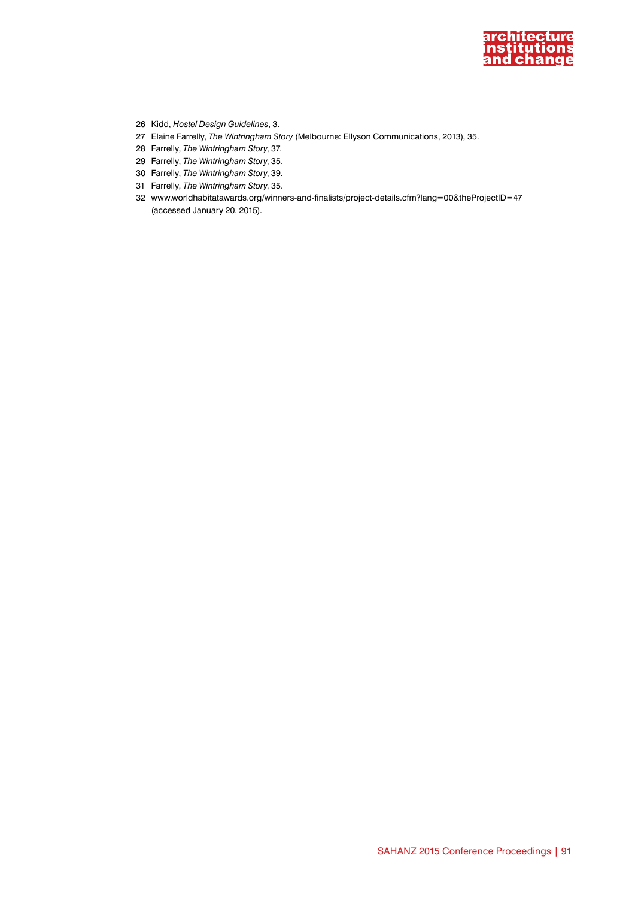26 Kidd, *Hostel Design Guidelines*, 3.

27 Elaine Farrelly, *The Wintringham Story* (Melbourne: Ellyson Communications, 2013), 35.

28 Farrelly, *The Wintringham Story*, 37.

29 Farrelly, *The Wintringham Story*, 35.

30 Farrelly, *The Wintringham Story*, 39.

31 Farrelly, *The Wintringham Story*, 35.

32 www.worldhabitatawards.org/winners-and-finalists/project-details.cfm?lang=00&theProjectID=47 (accessed January 20, 2015).